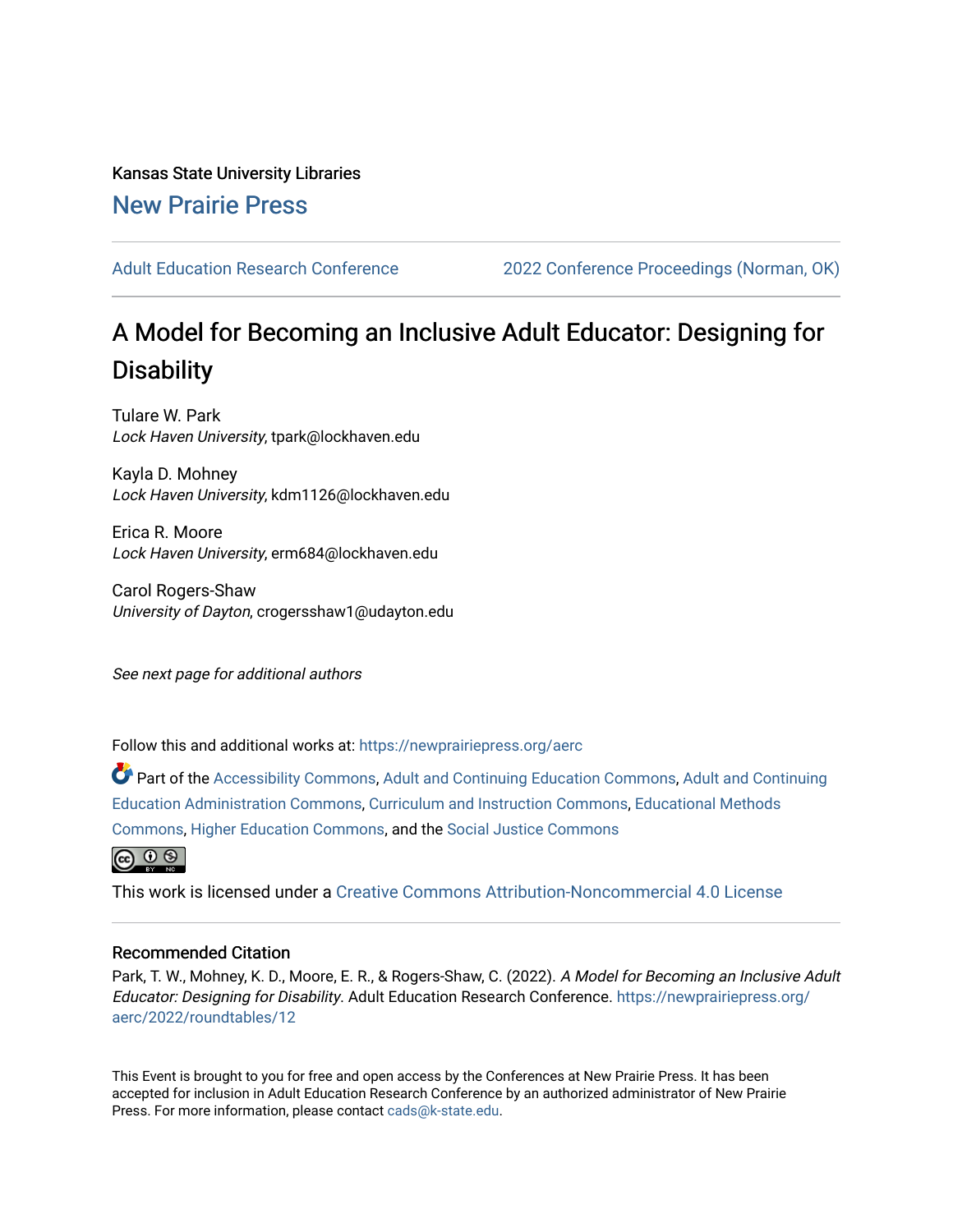Kansas State University Libraries

New Prairie Press

Adult Education Research Conference | 2022 Conference Proceedings (Norman, OK)

# A Model for Becoming an Inclusive Adult Educator: Designing for Disability

Tulare W. Park
*Lock Haven University*, tpark@lockhaven.edu

Kayla D. Mohney
*Lock Haven University*, kdm1126@lockhaven.edu

Erica R. Moore
*Lock Haven University*, erm684@lockhaven.edu

Carol Rogers-Shaw
*University of Dayton*, crogersshaw1@udayton.edu

*See next page for additional authors*

Follow this and additional works at: https://newprairiepress.org/aerc

Part of the Accessibility Commons, Adult and Continuing Education Commons, Adult and Continuing Education Administration Commons, Curriculum and Instruction Commons, Educational Methods Commons, Higher Education Commons, and the Social Justice Commons

This work is licensed under a Creative Commons Attribution-Noncommercial 4.0 License

## Recommended Citation

Park, T. W., Mohney, K. D., Moore, E. R., & Rogers-Shaw, C. (2022). *A Model for Becoming an Inclusive Adult Educator: Designing for Disability*. Adult Education Research Conference. https://newprairiepress.org/aerc/2022/roundtables/12

This Event is brought to you for free and open access by the Conferences at New Prairie Press. It has been accepted for inclusion in Adult Education Research Conference by an authorized administrator of New Prairie Press. For more information, please contact cads@k-state.edu.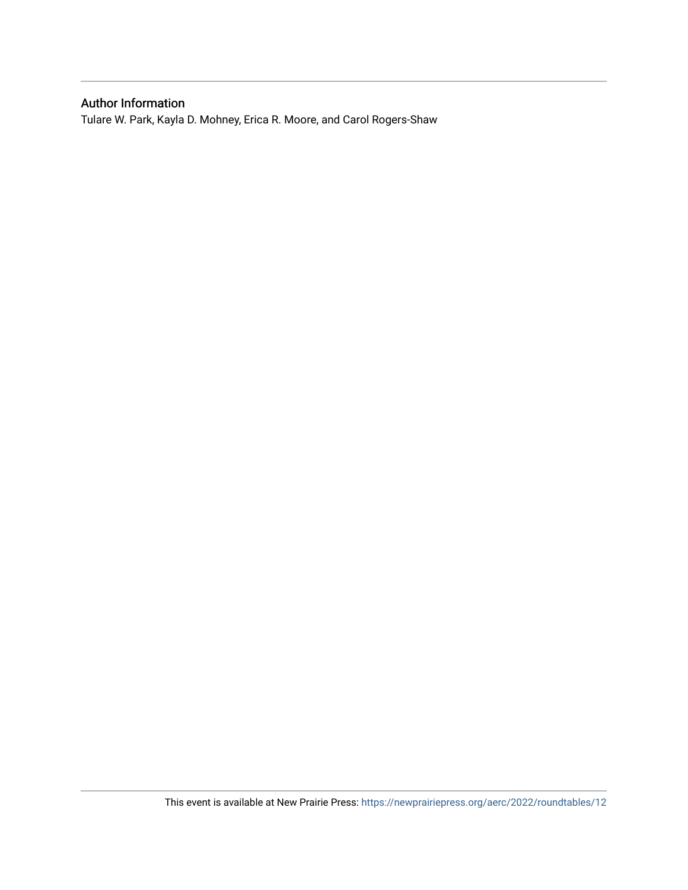## Author Information

Tulare W. Park, Kayla D. Mohney, Erica R. Moore, and Carol Rogers-Shaw

This event is available at New Prairie Press: https://newprairiepress.org/aerc/2022/roundtables/12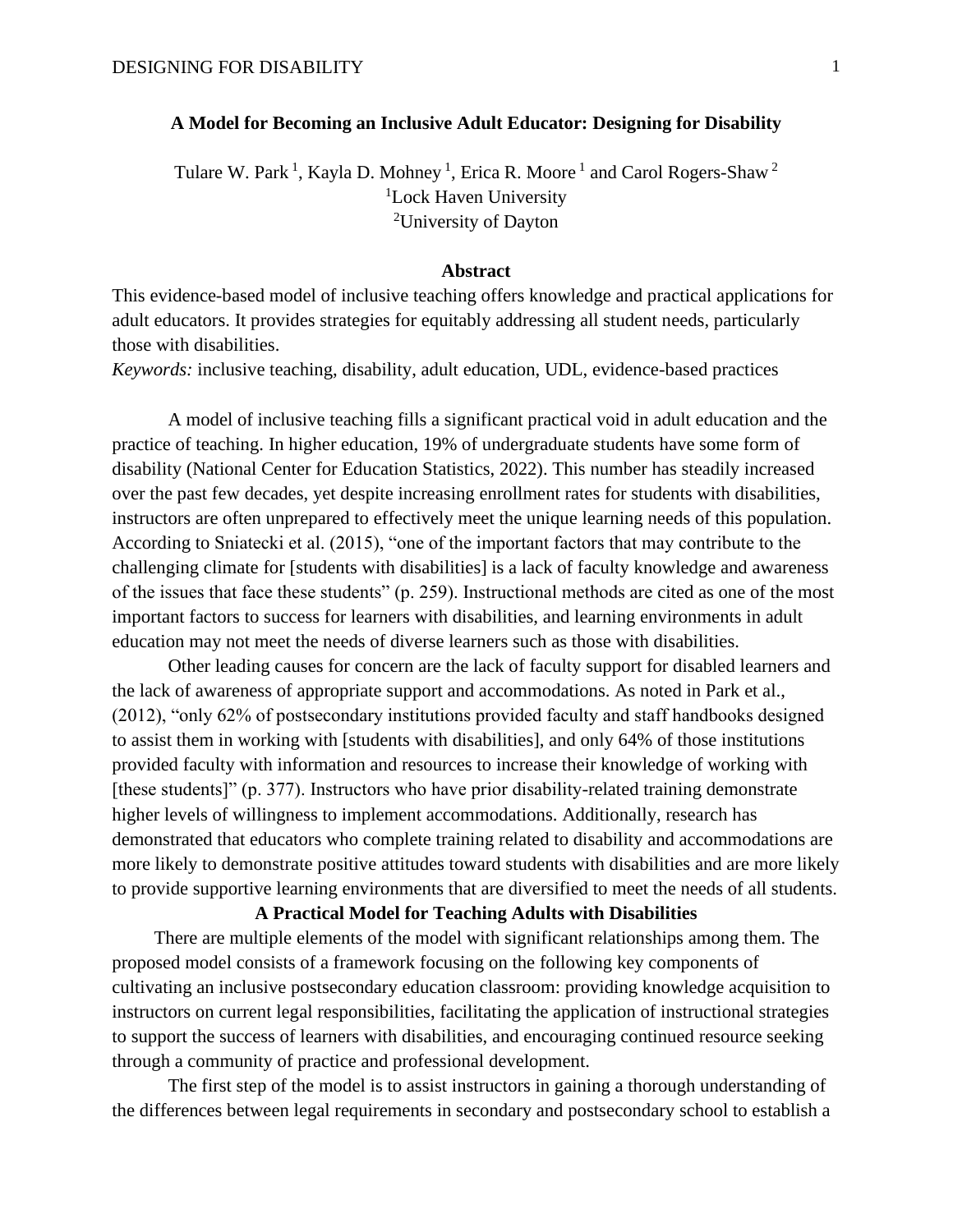# A Model for Becoming an Inclusive Adult Educator: Designing for Disability

Tulare W. Park [1], Kayla D. Mohney [1], Erica R. Moore [1] and Carol Rogers-Shaw [2]

[1]Lock Haven University

[2]University of Dayton

## Abstract

This evidence-based model of inclusive teaching offers knowledge and practical applications for adult educators. It provides strategies for equitably addressing all student needs, particularly those with disabilities.

*Keywords:* inclusive teaching, disability, adult education, UDL, evidence-based practices

A model of inclusive teaching fills a significant practical void in adult education and the practice of teaching. In higher education, 19% of undergraduate students have some form of disability (National Center for Education Statistics, 2022). This number has steadily increased over the past few decades, yet despite increasing enrollment rates for students with disabilities, instructors are often unprepared to effectively meet the unique learning needs of this population. According to Sniatecki et al. (2015), "one of the important factors that may contribute to the challenging climate for [students with disabilities] is a lack of faculty knowledge and awareness of the issues that face these students" (p. 259). Instructional methods are cited as one of the most important factors to success for learners with disabilities, and learning environments in adult education may not meet the needs of diverse learners such as those with disabilities.

Other leading causes for concern are the lack of faculty support for disabled learners and the lack of awareness of appropriate support and accommodations. As noted in Park et al., (2012), "only 62% of postsecondary institutions provided faculty and staff handbooks designed to assist them in working with [students with disabilities], and only 64% of those institutions provided faculty with information and resources to increase their knowledge of working with [these students]" (p. 377). Instructors who have prior disability-related training demonstrate higher levels of willingness to implement accommodations. Additionally, research has demonstrated that educators who complete training related to disability and accommodations are more likely to demonstrate positive attitudes toward students with disabilities and are more likely to provide supportive learning environments that are diversified to meet the needs of all students.

## A Practical Model for Teaching Adults with Disabilities

There are multiple elements of the model with significant relationships among them. The proposed model consists of a framework focusing on the following key components of cultivating an inclusive postsecondary education classroom: providing knowledge acquisition to instructors on current legal responsibilities, facilitating the application of instructional strategies to support the success of learners with disabilities, and encouraging continued resource seeking through a community of practice and professional development.

The first step of the model is to assist instructors in gaining a thorough understanding of the differences between legal requirements in secondary and postsecondary school to establish a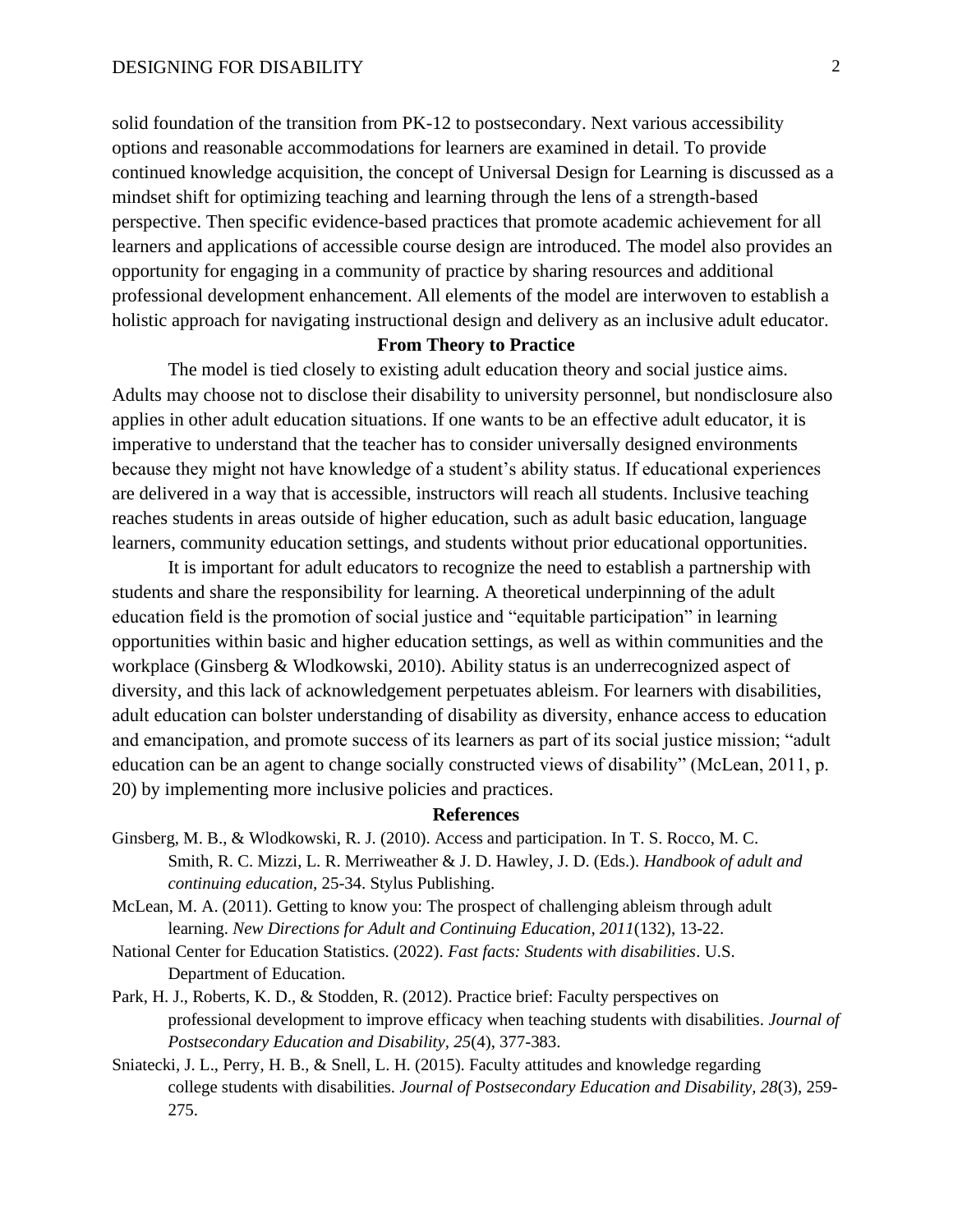solid foundation of the transition from PK-12 to postsecondary. Next various accessibility options and reasonable accommodations for learners are examined in detail. To provide continued knowledge acquisition, the concept of Universal Design for Learning is discussed as a mindset shift for optimizing teaching and learning through the lens of a strength-based perspective. Then specific evidence-based practices that promote academic achievement for all learners and applications of accessible course design are introduced. The model also provides an opportunity for engaging in a community of practice by sharing resources and additional professional development enhancement. All elements of the model are interwoven to establish a holistic approach for navigating instructional design and delivery as an inclusive adult educator.

## From Theory to Practice

The model is tied closely to existing adult education theory and social justice aims. Adults may choose not to disclose their disability to university personnel, but nondisclosure also applies in other adult education situations. If one wants to be an effective adult educator, it is imperative to understand that the teacher has to consider universally designed environments because they might not have knowledge of a student's ability status. If educational experiences are delivered in a way that is accessible, instructors will reach all students. Inclusive teaching reaches students in areas outside of higher education, such as adult basic education, language learners, community education settings, and students without prior educational opportunities.

It is important for adult educators to recognize the need to establish a partnership with students and share the responsibility for learning. A theoretical underpinning of the adult education field is the promotion of social justice and "equitable participation" in learning opportunities within basic and higher education settings, as well as within communities and the workplace (Ginsberg & Wlodkowski, 2010). Ability status is an underrecognized aspect of diversity, and this lack of acknowledgement perpetuates ableism. For learners with disabilities, adult education can bolster understanding of disability as diversity, enhance access to education and emancipation, and promote success of its learners as part of its social justice mission; "adult education can be an agent to change socially constructed views of disability" (McLean, 2011, p. 20) by implementing more inclusive policies and practices.

## References

Ginsberg, M. B., & Wlodkowski, R. J. (2010). Access and participation. In T. S. Rocco, M. C. Smith, R. C. Mizzi, L. R. Merriweather & J. D. Hawley, J. D. (Eds.). *Handbook of adult and continuing education*, 25-34. Stylus Publishing.

McLean, M. A. (2011). Getting to know you: The prospect of challenging ableism through adult learning. *New Directions for Adult and Continuing Education, 2011*(132), 13-22.

National Center for Education Statistics. (2022). *Fast facts: Students with disabilities*. U.S. Department of Education.

Park, H. J., Roberts, K. D., & Stodden, R. (2012). Practice brief: Faculty perspectives on professional development to improve efficacy when teaching students with disabilities. *Journal of Postsecondary Education and Disability, 25*(4), 377-383.

Sniatecki, J. L., Perry, H. B., & Snell, L. H. (2015). Faculty attitudes and knowledge regarding college students with disabilities. *Journal of Postsecondary Education and Disability, 28*(3), 259-275.